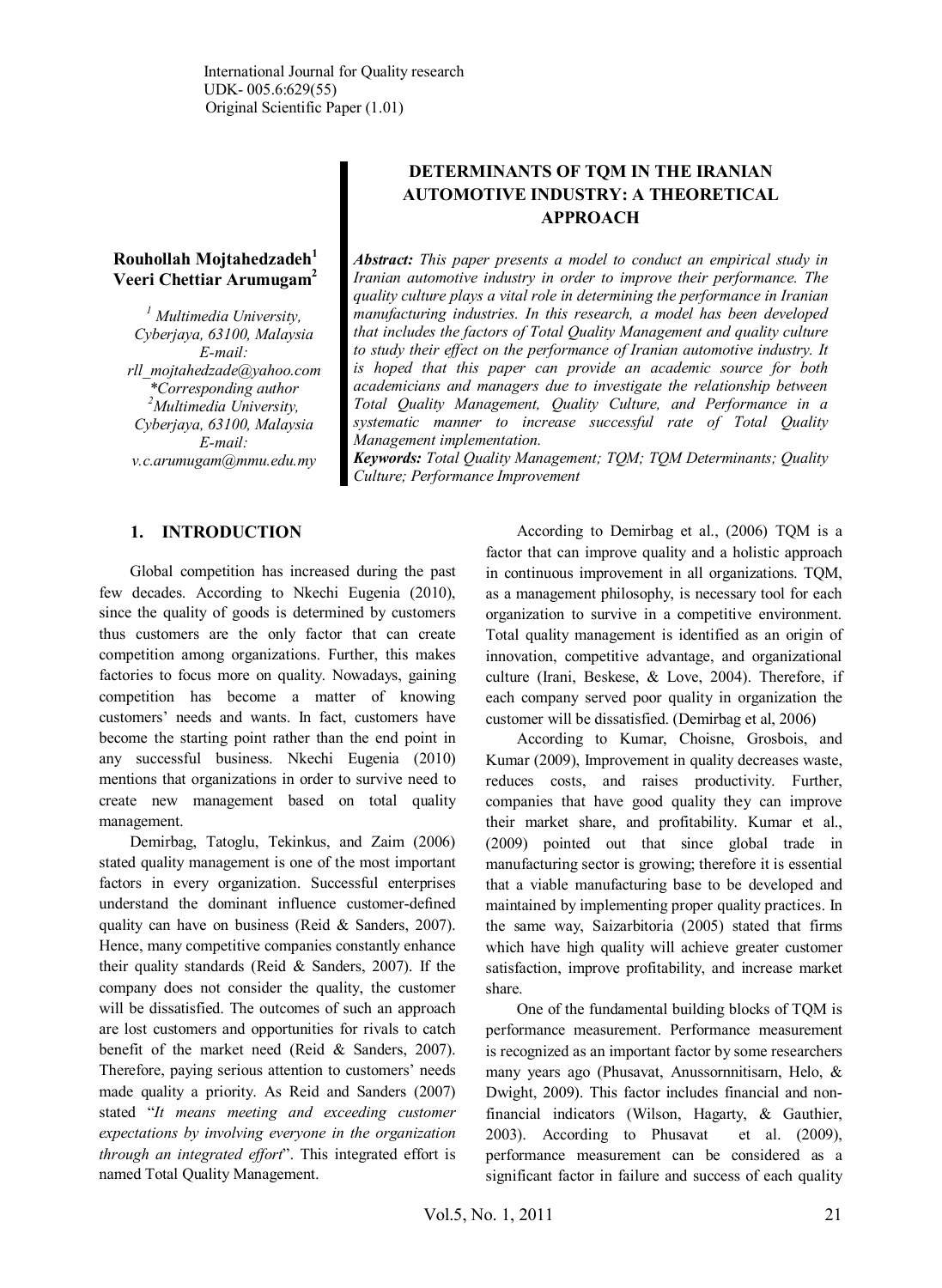International Journal for Quality research
UDK- 005.6:629(55)
Original Scientific Paper (1.01)

# DETERMINANTS OF TQM IN THE IRANIAN AUTOMOTIVE INDUSTRY: A THEORETICAL APPROACH

**Rouhollah Mojtahedzadeh[1]**
**Veeri Chettiar Arumugam[2]**

[1] Multimedia University, Cyberjaya, 63100, Malaysia
E-mail: rll_mojtahedzade@yahoo.com
*Corresponding author

[2] Multimedia University, Cyberjaya, 63100, Malaysia
E-mail: v.c.arumugam@mmu.edu.my

***Abstract:*** *This paper presents a model to conduct an empirical study in Iranian automotive industry in order to improve their performance. The quality culture plays a vital role in determining the performance in Iranian manufacturing industries. In this research, a model has been developed that includes the factors of Total Quality Management and quality culture to study their effect on the performance of Iranian automotive industry. It is hoped that this paper can provide an academic source for both academicians and managers due to investigate the relationship between Total Quality Management, Quality Culture, and Performance in a systematic manner to increase successful rate of Total Quality Management implementation.*

***Keywords:*** *Total Quality Management; TQM; TQM Determinants; Quality Culture; Performance Improvement*

## 1. INTRODUCTION

Global competition has increased during the past few decades. According to Nkechi Eugenia (2010), since the quality of goods is determined by customers thus customers are the only factor that can create competition among organizations. Further, this makes factories to focus more on quality. Nowadays, gaining competition has become a matter of knowing customers' needs and wants. In fact, customers have become the starting point rather than the end point in any successful business. Nkechi Eugenia (2010) mentions that organizations in order to survive need to create new management based on total quality management.

Demirbag, Tatoglu, Tekinkus, and Zaim (2006) stated quality management is one of the most important factors in every organization. Successful enterprises understand the dominant influence customer-defined quality can have on business (Reid & Sanders, 2007). Hence, many competitive companies constantly enhance their quality standards (Reid & Sanders, 2007). If the company does not consider the quality, the customer will be dissatisfied. The outcomes of such an approach are lost customers and opportunities for rivals to catch benefit of the market need (Reid & Sanders, 2007). Therefore, paying serious attention to customers' needs made quality a priority. As Reid and Sanders (2007) stated "*It means meeting and exceeding customer expectations by involving everyone in the organization through an integrated effort*". This integrated effort is named Total Quality Management.

According to Demirbag et al., (2006) TQM is a factor that can improve quality and a holistic approach in continuous improvement in all organizations. TQM, as a management philosophy, is necessary tool for each organization to survive in a competitive environment. Total quality management is identified as an origin of innovation, competitive advantage, and organizational culture (Irani, Beskese, & Love, 2004). Therefore, if each company served poor quality in organization the customer will be dissatisfied. (Demirbag et al, 2006)

According to Kumar, Choisne, Grosbois, and Kumar (2009), Improvement in quality decreases waste, reduces costs, and raises productivity. Further, companies that have good quality they can improve their market share, and profitability. Kumar et al., (2009) pointed out that since global trade in manufacturing sector is growing; therefore it is essential that a viable manufacturing base to be developed and maintained by implementing proper quality practices. In the same way, Saizarbitoria (2005) stated that firms which have high quality will achieve greater customer satisfaction, improve profitability, and increase market share.

One of the fundamental building blocks of TQM is performance measurement. Performance measurement is recognized as an important factor by some researchers many years ago (Phusavat, Anussornnitisarn, Helo, & Dwight, 2009). This factor includes financial and non-financial indicators (Wilson, Hagarty, & Gauthier, 2003). According to Phusavat et al. (2009), performance measurement can be considered as a significant factor in failure and success of each quality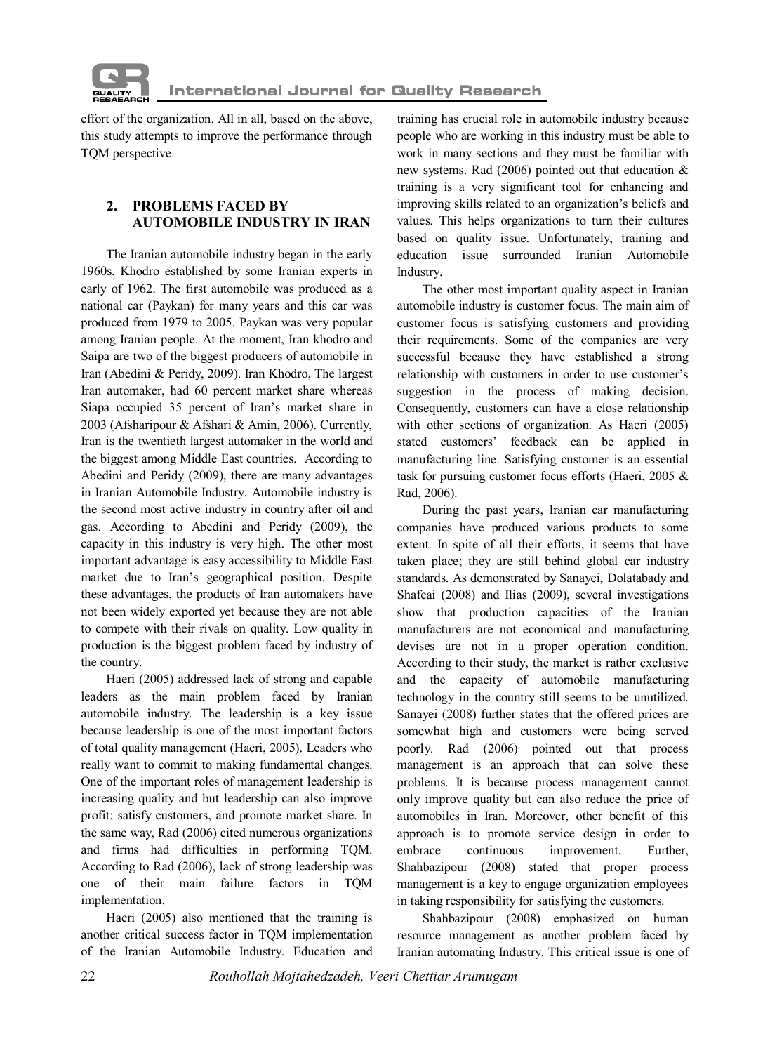effort of the organization. All in all, based on the above, this study attempts to improve the performance through TQM perspective.

## 2. PROBLEMS FACED BY AUTOMOBILE INDUSTRY IN IRAN

The Iranian automobile industry began in the early 1960s. Khodro established by some Iranian experts in early of 1962. The first automobile was produced as a national car (Paykan) for many years and this car was produced from 1979 to 2005. Paykan was very popular among Iranian people. At the moment, Iran khodro and Saipa are two of the biggest producers of automobile in Iran (Abedini & Peridy, 2009). Iran Khodro, The largest Iran automaker, had 60 percent market share whereas Siapa occupied 35 percent of Iran's market share in 2003 (Afsharipour & Afshari & Amin, 2006). Currently, Iran is the twentieth largest automaker in the world and the biggest among Middle East countries. According to Abedini and Peridy (2009), there are many advantages in Iranian Automobile Industry. Automobile industry is the second most active industry in country after oil and gas. According to Abedini and Peridy (2009), the capacity in this industry is very high. The other most important advantage is easy accessibility to Middle East market due to Iran's geographical position. Despite these advantages, the products of Iran automakers have not been widely exported yet because they are not able to compete with their rivals on quality. Low quality in production is the biggest problem faced by industry of the country.

Haeri (2005) addressed lack of strong and capable leaders as the main problem faced by Iranian automobile industry. The leadership is a key issue because leadership is one of the most important factors of total quality management (Haeri, 2005). Leaders who really want to commit to making fundamental changes. One of the important roles of management leadership is increasing quality and but leadership can also improve profit; satisfy customers, and promote market share. In the same way, Rad (2006) cited numerous organizations and firms had difficulties in performing TQM. According to Rad (2006), lack of strong leadership was one of their main failure factors in TQM implementation.

Haeri (2005) also mentioned that the training is another critical success factor in TQM implementation of the Iranian Automobile Industry. Education and training has crucial role in automobile industry because people who are working in this industry must be able to work in many sections and they must be familiar with new systems. Rad (2006) pointed out that education & training is a very significant tool for enhancing and improving skills related to an organization's beliefs and values. This helps organizations to turn their cultures based on quality issue. Unfortunately, training and education issue surrounded Iranian Automobile Industry.

The other most important quality aspect in Iranian automobile industry is customer focus. The main aim of customer focus is satisfying customers and providing their requirements. Some of the companies are very successful because they have established a strong relationship with customers in order to use customer's suggestion in the process of making decision. Consequently, customers can have a close relationship with other sections of organization. As Haeri (2005) stated customers' feedback can be applied in manufacturing line. Satisfying customer is an essential task for pursuing customer focus efforts (Haeri, 2005 & Rad, 2006).

During the past years, Iranian car manufacturing companies have produced various products to some extent. In spite of all their efforts, it seems that have taken place; they are still behind global car industry standards. As demonstrated by Sanayei, Dolatabady and Shafeai (2008) and Ilias (2009), several investigations show that production capacities of the Iranian manufacturers are not economical and manufacturing devises are not in a proper operation condition. According to their study, the market is rather exclusive and the capacity of automobile manufacturing technology in the country still seems to be unutilized. Sanayei (2008) further states that the offered prices are somewhat high and customers were being served poorly. Rad (2006) pointed out that process management is an approach that can solve these problems. It is because process management cannot only improve quality but can also reduce the price of automobiles in Iran. Moreover, other benefit of this approach is to promote service design in order to embrace continuous improvement. Further, Shahbazipour (2008) stated that proper process management is a key to engage organization employees in taking responsibility for satisfying the customers.

Shahbazipour (2008) emphasized on human resource management as another problem faced by Iranian automating Industry. This critical issue is one of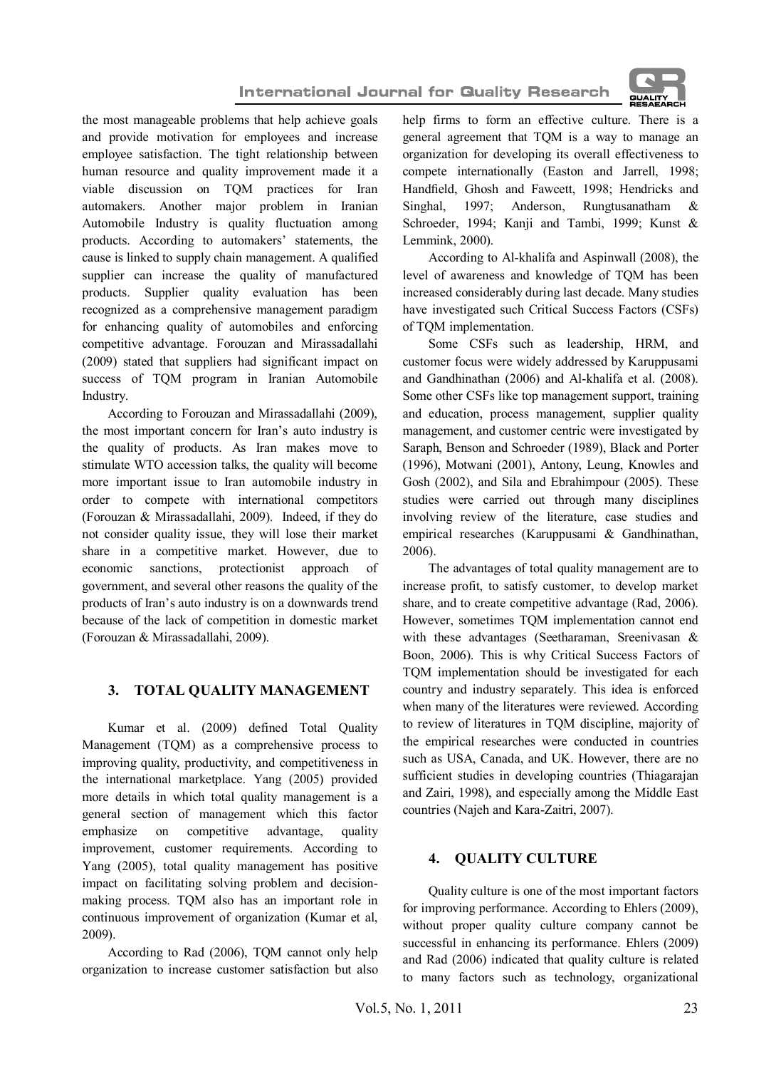the most manageable problems that help achieve goals and provide motivation for employees and increase employee satisfaction. The tight relationship between human resource and quality improvement made it a viable discussion on TQM practices for Iran automakers. Another major problem in Iranian Automobile Industry is quality fluctuation among products. According to automakers' statements, the cause is linked to supply chain management. A qualified supplier can increase the quality of manufactured products. Supplier quality evaluation has been recognized as a comprehensive management paradigm for enhancing quality of automobiles and enforcing competitive advantage. Forouzan and Mirassadallahi (2009) stated that suppliers had significant impact on success of TQM program in Iranian Automobile Industry.

According to Forouzan and Mirassadallahi (2009), the most important concern for Iran's auto industry is the quality of products. As Iran makes move to stimulate WTO accession talks, the quality will become more important issue to Iran automobile industry in order to compete with international competitors (Forouzan & Mirassadallahi, 2009). Indeed, if they do not consider quality issue, they will lose their market share in a competitive market. However, due to economic sanctions, protectionist approach of government, and several other reasons the quality of the products of Iran's auto industry is on a downwards trend because of the lack of competition in domestic market (Forouzan & Mirassadallahi, 2009).

## 3. TOTAL QUALITY MANAGEMENT

Kumar et al. (2009) defined Total Quality Management (TQM) as a comprehensive process to improving quality, productivity, and competitiveness in the international marketplace. Yang (2005) provided more details in which total quality management is a general section of management which this factor emphasize on competitive advantage, quality improvement, customer requirements. According to Yang (2005), total quality management has positive impact on facilitating solving problem and decision-making process. TQM also has an important role in continuous improvement of organization (Kumar et al, 2009).

According to Rad (2006), TQM cannot only help organization to increase customer satisfaction but also help firms to form an effective culture. There is a general agreement that TQM is a way to manage an organization for developing its overall effectiveness to compete internationally (Easton and Jarrell, 1998; Handfield, Ghosh and Fawcett, 1998; Hendricks and Singhal, 1997; Anderson, Rungtusanatham & Schroeder, 1994; Kanji and Tambi, 1999; Kunst & Lemmink, 2000).

According to Al-khalifa and Aspinwall (2008), the level of awareness and knowledge of TQM has been increased considerably during last decade. Many studies have investigated such Critical Success Factors (CSFs) of TQM implementation.

Some CSFs such as leadership, HRM, and customer focus were widely addressed by Karuppusami and Gandhinathan (2006) and Al-khalifa et al. (2008). Some other CSFs like top management support, training and education, process management, supplier quality management, and customer centric were investigated by Saraph, Benson and Schroeder (1989), Black and Porter (1996), Motwani (2001), Antony, Leung, Knowles and Gosh (2002), and Sila and Ebrahimpour (2005). These studies were carried out through many disciplines involving review of the literature, case studies and empirical researches (Karuppusami & Gandhinathan, 2006).

The advantages of total quality management are to increase profit, to satisfy customer, to develop market share, and to create competitive advantage (Rad, 2006). However, sometimes TQM implementation cannot end with these advantages (Seetharaman, Sreenivasan & Boon, 2006). This is why Critical Success Factors of TQM implementation should be investigated for each country and industry separately. This idea is enforced when many of the literatures were reviewed. According to review of literatures in TQM discipline, majority of the empirical researches were conducted in countries such as USA, Canada, and UK. However, there are no sufficient studies in developing countries (Thiagarajan and Zairi, 1998), and especially among the Middle East countries (Najeh and Kara-Zaitri, 2007).

## 4. QUALITY CULTURE

Quality culture is one of the most important factors for improving performance. According to Ehlers (2009), without proper quality culture company cannot be successful in enhancing its performance. Ehlers (2009) and Rad (2006) indicated that quality culture is related to many factors such as technology, organizational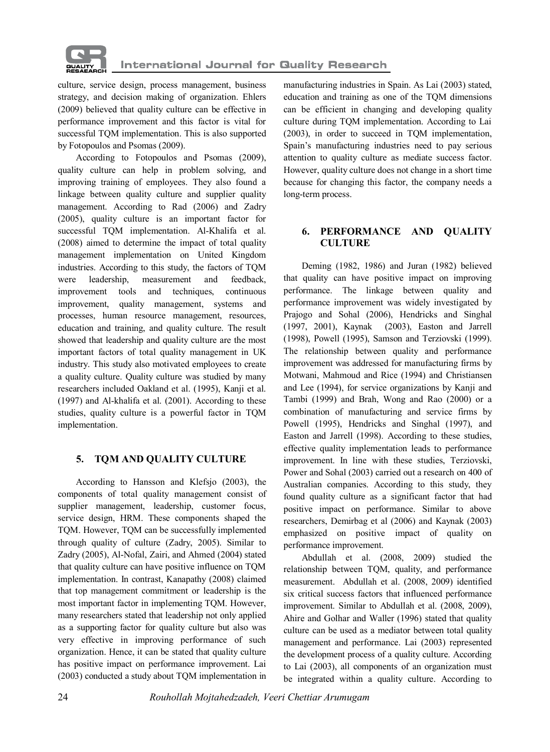culture, service design, process management, business strategy, and decision making of organization. Ehlers (2009) believed that quality culture can be effective in performance improvement and this factor is vital for successful TQM implementation. This is also supported by Fotopoulos and Psomas (2009).

According to Fotopoulos and Psomas (2009), quality culture can help in problem solving, and improving training of employees. They also found a linkage between quality culture and supplier quality management. According to Rad (2006) and Zadry (2005), quality culture is an important factor for successful TQM implementation. Al-Khalifa et al. (2008) aimed to determine the impact of total quality management implementation on United Kingdom industries. According to this study, the factors of TQM were leadership, measurement and feedback, improvement tools and techniques, continuous improvement, quality management, systems and processes, human resource management, resources, education and training, and quality culture. The result showed that leadership and quality culture are the most important factors of total quality management in UK industry. This study also motivated employees to create a quality culture. Quality culture was studied by many researchers included Oakland et al. (1995), Kanji et al. (1997) and Al-khalifa et al. (2001). According to these studies, quality culture is a powerful factor in TQM implementation.

## 5. TQM AND QUALITY CULTURE

According to Hansson and Klefsjo (2003), the components of total quality management consist of supplier management, leadership, customer focus, service design, HRM. These components shaped the TQM. However, TQM can be successfully implemented through quality of culture (Zadry, 2005). Similar to Zadry (2005), Al-Nofal, Zairi, and Ahmed (2004) stated that quality culture can have positive influence on TQM implementation. In contrast, Kanapathy (2008) claimed that top management commitment or leadership is the most important factor in implementing TQM. However, many researchers stated that leadership not only applied as a supporting factor for quality culture but also was very effective in improving performance of such organization. Hence, it can be stated that quality culture has positive impact on performance improvement. Lai (2003) conducted a study about TQM implementation in manufacturing industries in Spain. As Lai (2003) stated, education and training as one of the TQM dimensions can be efficient in changing and developing quality culture during TQM implementation. According to Lai (2003), in order to succeed in TQM implementation, Spain's manufacturing industries need to pay serious attention to quality culture as mediate success factor. However, quality culture does not change in a short time because for changing this factor, the company needs a long-term process.

## 6. PERFORMANCE AND QUALITY CULTURE

Deming (1982, 1986) and Juran (1982) believed that quality can have positive impact on improving performance. The linkage between quality and performance improvement was widely investigated by Prajogo and Sohal (2006), Hendricks and Singhal (1997, 2001), Kaynak (2003), Easton and Jarrell (1998), Powell (1995), Samson and Terziovski (1999). The relationship between quality and performance improvement was addressed for manufacturing firms by Motwani, Mahmoud and Rice (1994) and Christiansen and Lee (1994), for service organizations by Kanji and Tambi (1999) and Brah, Wong and Rao (2000) or a combination of manufacturing and service firms by Powell (1995), Hendricks and Singhal (1997), and Easton and Jarrell (1998). According to these studies, effective quality implementation leads to performance improvement. In line with these studies, Terziovski, Power and Sohal (2003) carried out a research on 400 of Australian companies. According to this study, they found quality culture as a significant factor that had positive impact on performance. Similar to above researchers, Demirbag et al (2006) and Kaynak (2003) emphasized on positive impact of quality on performance improvement.

Abdullah et al. (2008, 2009) studied the relationship between TQM, quality, and performance measurement. Abdullah et al. (2008, 2009) identified six critical success factors that influenced performance improvement. Similar to Abdullah et al. (2008, 2009), Ahire and Golhar and Waller (1996) stated that quality culture can be used as a mediator between total quality management and performance. Lai (2003) represented the development process of a quality culture. According to Lai (2003), all components of an organization must be integrated within a quality culture. According to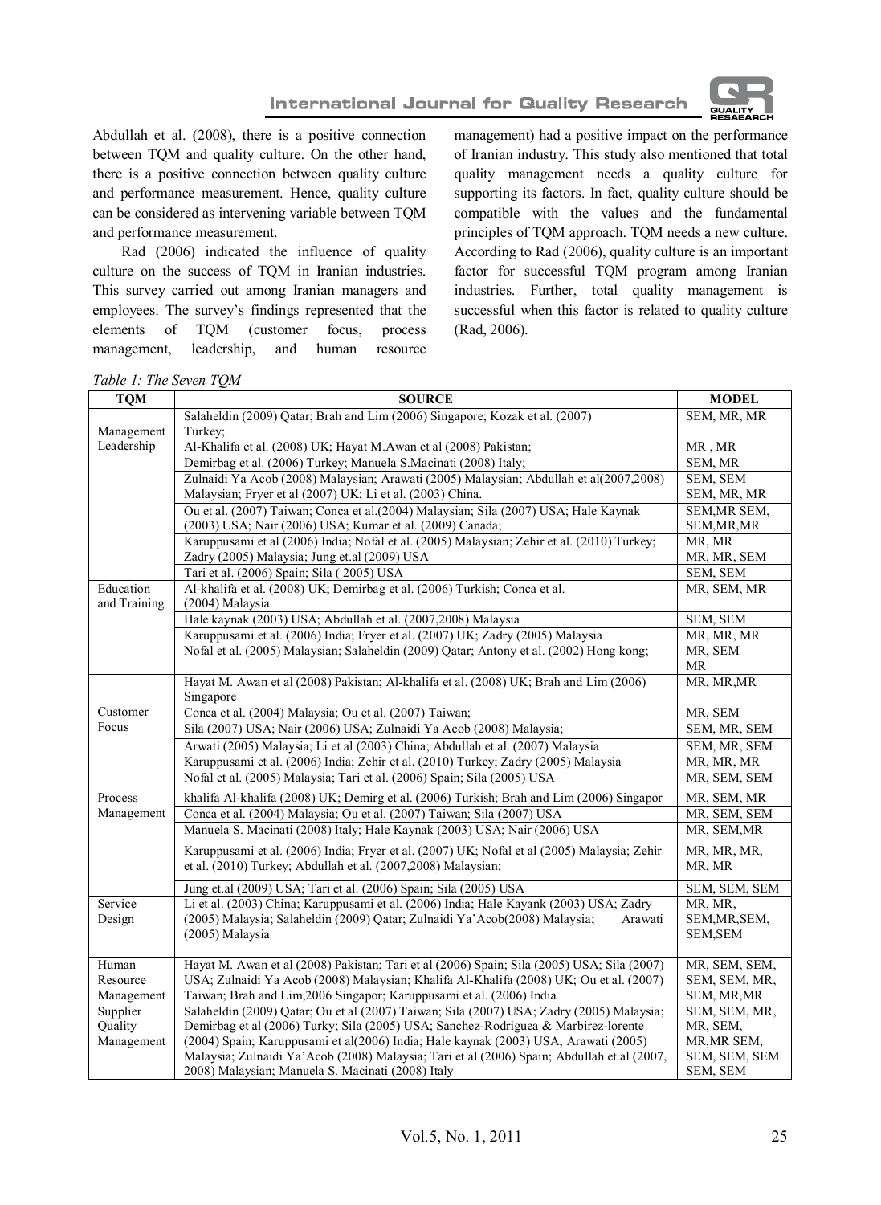Abdullah et al. (2008), there is a positive connection between TQM and quality culture. On the other hand, there is a positive connection between quality culture and performance measurement. Hence, quality culture can be considered as intervening variable between TQM and performance measurement.

Rad (2006) indicated the influence of quality culture on the success of TQM in Iranian industries. This survey carried out among Iranian managers and employees. The survey's findings represented that the elements of TQM (customer focus, process management, leadership, and human resource management) had a positive impact on the performance of Iranian industry. This study also mentioned that total quality management needs a quality culture for supporting its factors. In fact, quality culture should be compatible with the values and the fundamental principles of TQM approach. TQM needs a new culture. According to Rad (2006), quality culture is an important factor for successful TQM program among Iranian industries. Further, total quality management is successful when this factor is related to quality culture (Rad, 2006).

*Table 1: The Seven TQM*

| TQM | SOURCE | MODEL |
|---|---|---|
| Management Leadership | Salaheldin (2009) Qatar; Brah and Lim (2006) Singapore; Kozak et al. (2007) Turkey; | SEM, MR, MR |
| | Al-Khalifa et al. (2008) UK; Hayat M.Awan et al (2008) Pakistan; | MR , MR |
| | Demirbag et al. (2006) Turkey; Manuela S.Macinati (2008) Italy; | SEM, MR |
| | Zulnaidi Ya Acob (2008) Malaysian; Arawati (2005) Malaysian; Abdullah et al(2007,2008) Malaysian; Fryer et al (2007) UK; Li et al. (2003) China. | SEM, SEM SEM, MR, MR |
| | Ou et al. (2007) Taiwan; Conca et al.(2004) Malaysian; Sila (2007) USA; Hale Kaynak (2003) USA; Nair (2006) USA; Kumar et al. (2009) Canada; | SEM,MR SEM, SEM,MR,MR |
| | Karuppusami et al (2006) India; Nofal et al. (2005) Malaysian; Zehir et al. (2010) Turkey; Zadry (2005) Malaysia; Jung et.al (2009) USA | MR, MR MR, MR, SEM |
| | Tari et al. (2006) Spain; Sila ( 2005) USA | SEM, SEM |
| Education and Training | Al-khalifa et al. (2008) UK; Demirbag et al. (2006) Turkish; Conca et al. (2004) Malaysia | MR, SEM, MR |
| | Hale kaynak (2003) USA; Abdullah et al. (2007,2008) Malaysia | SEM, SEM |
| | Karuppusami et al. (2006) India; Fryer et al. (2007) UK; Zadry (2005) Malaysia | MR, MR, MR |
| | Nofal et al. (2005) Malaysian; Salaheldin (2009) Qatar; Antony et al. (2002) Hong kong; | MR, SEM MR |
| Customer Focus | Hayat M. Awan et al (2008) Pakistan; Al-khalifa et al. (2008) UK; Brah and Lim (2006) Singapore | MR, MR,MR |
| | Conca et al. (2004) Malaysia; Ou et al. (2007) Taiwan; | MR, SEM |
| | Sila (2007) USA; Nair (2006) USA; Zulnaidi Ya Acob (2008) Malaysia; | SEM, MR, SEM |
| | Arwati (2005) Malaysia; Li et al (2003) China; Abdullah et al. (2007) Malaysia | SEM, MR, SEM |
| | Karuppusami et al. (2006) India; Zehir et al. (2010) Turkey; Zadry (2005) Malaysia | MR, MR, MR |
| | Nofal et al. (2005) Malaysia; Tari et al. (2006) Spain; Sila (2005) USA | MR, SEM, SEM |
| Process Management | khalifa Al-khalifa (2008) UK; Demirg et al. (2006) Turkish; Brah and Lim (2006) Singapor | MR, SEM, MR |
| | Conca et al. (2004) Malaysia; Ou et al. (2007) Taiwan; Sila (2007) USA | MR, SEM, SEM |
| | Manuela S. Macinati (2008) Italy; Hale Kaynak (2003) USA; Nair (2006) USA | MR, SEM,MR |
| | Karuppusami et al. (2006) India; Fryer et al. (2007) UK; Nofal et al (2005) Malaysia; Zehir et al. (2010) Turkey; Abdullah et al. (2007,2008) Malaysian; | MR, MR, MR, MR, MR |
| | Jung et.al (2009) USA; Tari et al. (2006) Spain; Sila (2005) USA | SEM, SEM, SEM |
| Service Design | Li et al. (2003) China; Karuppusami et al. (2006) India; Hale Kayank (2003) USA; Zadry (2005) Malaysia; Salaheldin (2009) Qatar; Zulnaidi Ya'Acob(2008) Malaysia; Arawati (2005) Malaysia | MR, MR, SEM,MR,SEM, SEM,SEM |
| Human Resource Management | Hayat M. Awan et al (2008) Pakistan; Tari et al (2006) Spain; Sila (2005) USA; Sila (2007) USA; Zulnaidi Ya Acob (2008) Malaysian; Khalifa Al-Khalifa (2008) UK; Ou et al. (2007) Taiwan; Brah and Lim,2006 Singapor; Karuppusami et al. (2006) India | MR, SEM, SEM, SEM, SEM, MR, SEM, MR,MR |
| Supplier Quality Management | Salaheldin (2009) Qatar; Ou et al (2007) Taiwan; Sila (2007) USA; Zadry (2005) Malaysia; Demirbag et al (2006) Turky; Sila (2005) USA; Sanchez-Rodriguea & Marbirez-lorente (2004) Spain; Karuppusami et al(2006) India; Hale kaynak (2003) USA; Arawati (2005) Malaysia; Zulnaidi Ya'Acob (2008) Malaysia; Tari et al (2006) Spain; Abdullah et al (2007, 2008) Malaysian; Manuela S. Macinati (2008) Italy | SEM, SEM, MR, MR, SEM, MR,MR SEM, SEM, SEM, SEM SEM, SEM |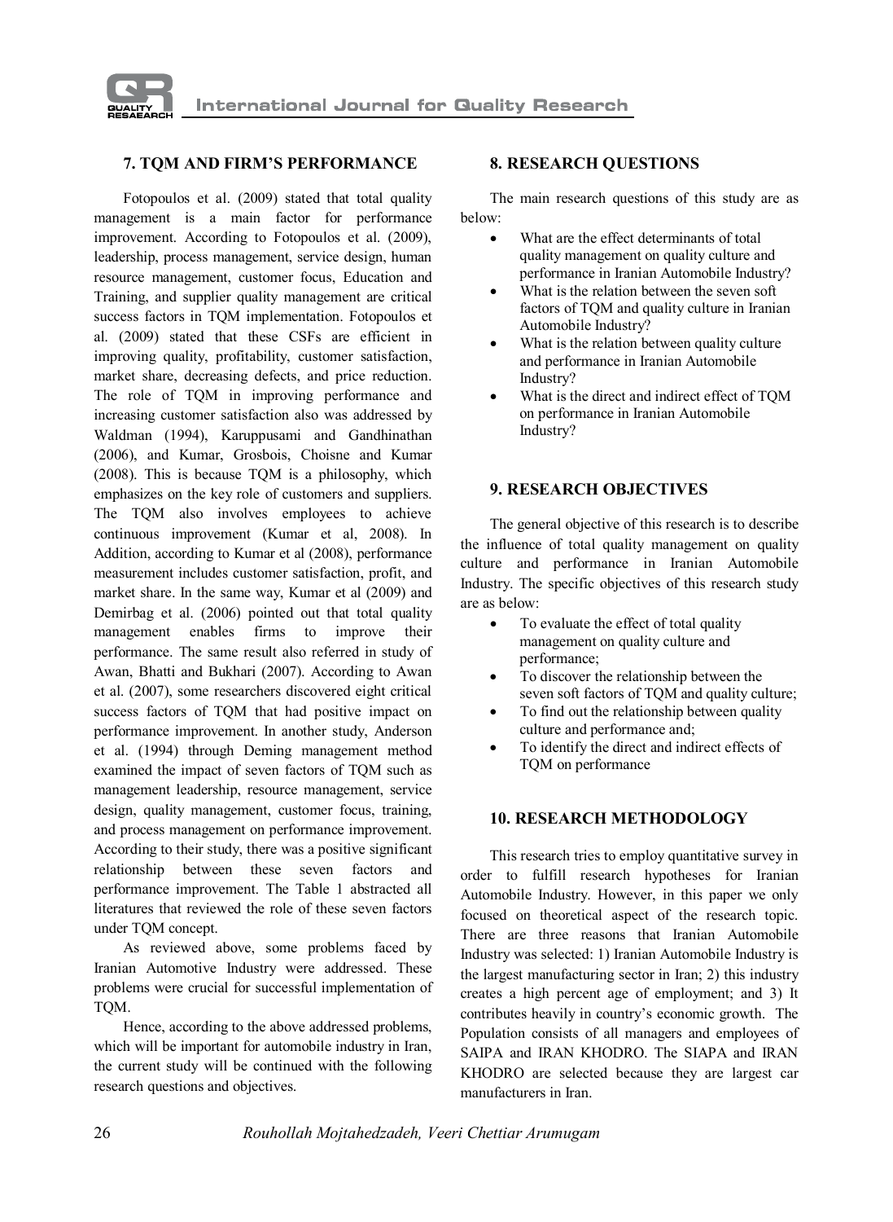## 7. TQM AND FIRM'S PERFORMANCE

Fotopoulos et al. (2009) stated that total quality management is a main factor for performance improvement. According to Fotopoulos et al. (2009), leadership, process management, service design, human resource management, customer focus, Education and Training, and supplier quality management are critical success factors in TQM implementation. Fotopoulos et al. (2009) stated that these CSFs are efficient in improving quality, profitability, customer satisfaction, market share, decreasing defects, and price reduction. The role of TQM in improving performance and increasing customer satisfaction also was addressed by Waldman (1994), Karuppusami and Gandhinathan (2006), and Kumar, Grosbois, Choisne and Kumar (2008). This is because TQM is a philosophy, which emphasizes on the key role of customers and suppliers. The TQM also involves employees to achieve continuous improvement (Kumar et al, 2008). In Addition, according to Kumar et al (2008), performance measurement includes customer satisfaction, profit, and market share. In the same way, Kumar et al (2009) and Demirbag et al. (2006) pointed out that total quality management enables firms to improve their performance. The same result also referred in study of Awan, Bhatti and Bukhari (2007). According to Awan et al. (2007), some researchers discovered eight critical success factors of TQM that had positive impact on performance improvement. In another study, Anderson et al. (1994) through Deming management method examined the impact of seven factors of TQM such as management leadership, resource management, service design, quality management, customer focus, training, and process management on performance improvement. According to their study, there was a positive significant relationship between these seven factors and performance improvement. The Table 1 abstracted all literatures that reviewed the role of these seven factors under TQM concept.

As reviewed above, some problems faced by Iranian Automotive Industry were addressed. These problems were crucial for successful implementation of TQM.

Hence, according to the above addressed problems, which will be important for automobile industry in Iran, the current study will be continued with the following research questions and objectives.

## 8. RESEARCH QUESTIONS

The main research questions of this study are as below:

- What are the effect determinants of total quality management on quality culture and performance in Iranian Automobile Industry?
- What is the relation between the seven soft factors of TQM and quality culture in Iranian Automobile Industry?
- What is the relation between quality culture and performance in Iranian Automobile Industry?
- What is the direct and indirect effect of TQM on performance in Iranian Automobile Industry?

## 9. RESEARCH OBJECTIVES

The general objective of this research is to describe the influence of total quality management on quality culture and performance in Iranian Automobile Industry. The specific objectives of this research study are as below:

- To evaluate the effect of total quality management on quality culture and performance;
- To discover the relationship between the seven soft factors of TQM and quality culture;
- To find out the relationship between quality culture and performance and;
- To identify the direct and indirect effects of TQM on performance

## 10. RESEARCH METHODOLOGY

This research tries to employ quantitative survey in order to fulfill research hypotheses for Iranian Automobile Industry. However, in this paper we only focused on theoretical aspect of the research topic. There are three reasons that Iranian Automobile Industry was selected: 1) Iranian Automobile Industry is the largest manufacturing sector in Iran; 2) this industry creates a high percent age of employment; and 3) It contributes heavily in country's economic growth. The Population consists of all managers and employees of SAIPA and IRAN KHODRO. The SIAPA and IRAN KHODRO are selected because they are largest car manufacturers in Iran.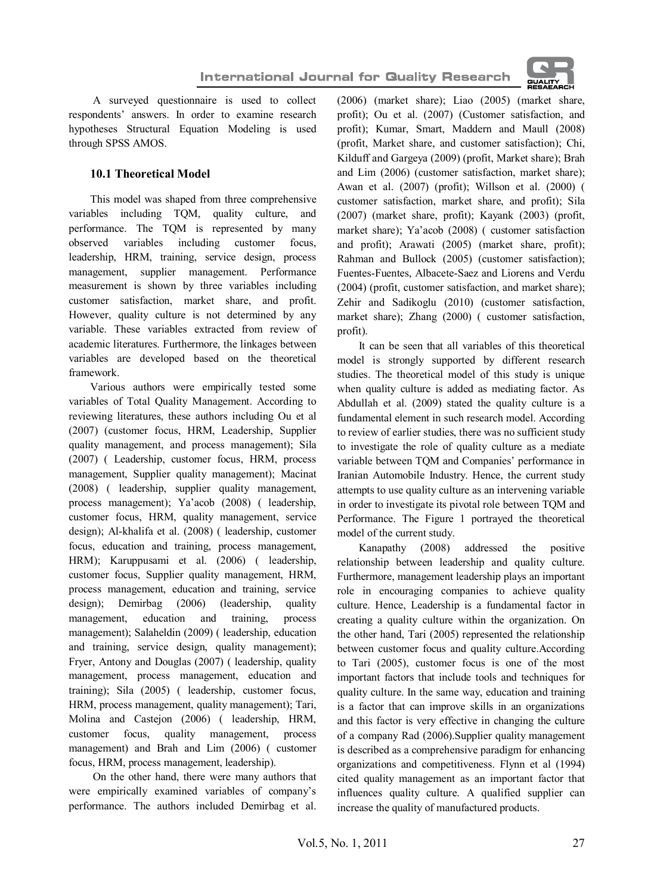A surveyed questionnaire is used to collect respondents' answers. In order to examine research hypotheses Structural Equation Modeling is used through SPSS AMOS.

### 10.1 Theoretical Model

This model was shaped from three comprehensive variables including TQM, quality culture, and performance. The TQM is represented by many observed variables including customer focus, leadership, HRM, training, service design, process management, supplier management. Performance measurement is shown by three variables including customer satisfaction, market share, and profit. However, quality culture is not determined by any variable. These variables extracted from review of academic literatures. Furthermore, the linkages between variables are developed based on the theoretical framework.

Various authors were empirically tested some variables of Total Quality Management. According to reviewing literatures, these authors including Ou et al (2007) (customer focus, HRM, Leadership, Supplier quality management, and process management); Sila (2007) ( Leadership, customer focus, HRM, process management, Supplier quality management); Macinat (2008) ( leadership, supplier quality management, process management); Ya'acob (2008) ( leadership, customer focus, HRM, quality management, service design); Al-khalifa et al. (2008) ( leadership, customer focus, education and training, process management, HRM); Karuppusami et al. (2006) ( leadership, customer focus, Supplier quality management, HRM, process management, education and training, service design); Demirbag (2006) (leadership, quality management, education and training, process management); Salaheldin (2009) ( leadership, education and training, service design, quality management); Fryer, Antony and Douglas (2007) ( leadership, quality management, process management, education and training); Sila (2005) ( leadership, customer focus, HRM, process management, quality management); Tari, Molina and Castejon (2006) ( leadership, HRM, customer focus, quality management, process management) and Brah and Lim (2006) ( customer focus, HRM, process management, leadership).

On the other hand, there were many authors that were empirically examined variables of company's performance. The authors included Demirbag et al. (2006) (market share); Liao (2005) (market share, profit); Ou et al. (2007) (Customer satisfaction, and profit); Kumar, Smart, Maddern and Maull (2008) (profit, Market share, and customer satisfaction); Chi, Kilduff and Gargeya (2009) (profit, Market share); Brah and Lim (2006) (customer satisfaction, market share); Awan et al. (2007) (profit); Willson et al. (2000) ( customer satisfaction, market share, and profit); Sila (2007) (market share, profit); Kayank (2003) (profit, market share); Ya'acob (2008) ( customer satisfaction and profit); Arawati (2005) (market share, profit); Rahman and Bullock (2005) (customer satisfaction); Fuentes-Fuentes, Albacete-Saez and Liorens and Verdu (2004) (profit, customer satisfaction, and market share); Zehir and Sadikoglu (2010) (customer satisfaction, market share); Zhang (2000) ( customer satisfaction, profit).

It can be seen that all variables of this theoretical model is strongly supported by different research studies. The theoretical model of this study is unique when quality culture is added as mediating factor. As Abdullah et al. (2009) stated the quality culture is a fundamental element in such research model. According to review of earlier studies, there was no sufficient study to investigate the role of quality culture as a mediate variable between TQM and Companies' performance in Iranian Automobile Industry. Hence, the current study attempts to use quality culture as an intervening variable in order to investigate its pivotal role between TQM and Performance. The Figure 1 portrayed the theoretical model of the current study.

Kanapathy (2008) addressed the positive relationship between leadership and quality culture. Furthermore, management leadership plays an important role in encouraging companies to achieve quality culture. Hence, Leadership is a fundamental factor in creating a quality culture within the organization. On the other hand, Tari (2005) represented the relationship between customer focus and quality culture.According to Tari (2005), customer focus is one of the most important factors that include tools and techniques for quality culture. In the same way, education and training is a factor that can improve skills in an organizations and this factor is very effective in changing the culture of a company Rad (2006).Supplier quality management is described as a comprehensive paradigm for enhancing organizations and competitiveness. Flynn et al (1994) cited quality management as an important factor that influences quality culture. A qualified supplier can increase the quality of manufactured products.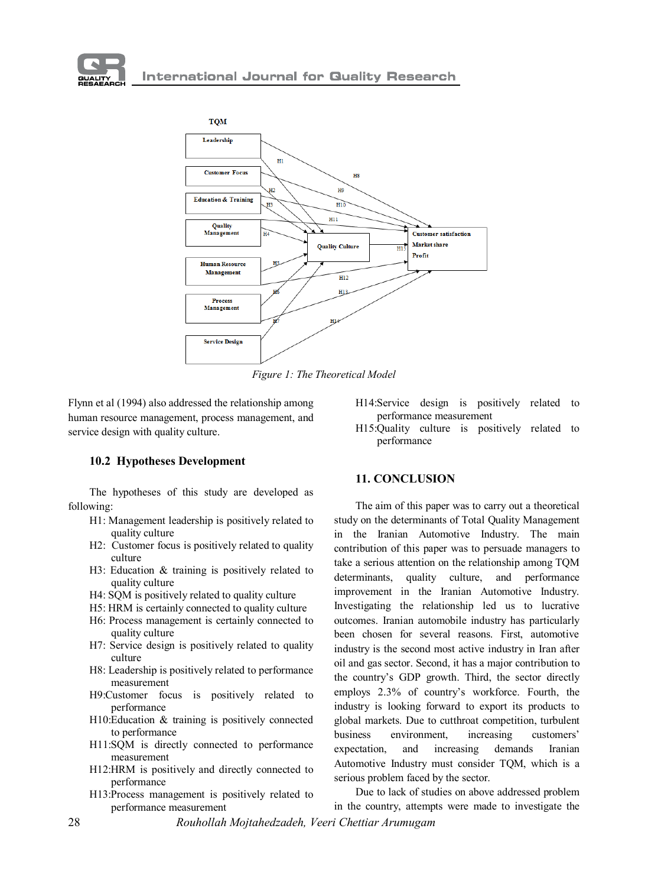TQM

Leadership

Customer Focus

Education & Training

Quality Management

Human Resource Management

Process Management

Service Design

Quality Culture

Customer satisfaction
Market share
Profit

H1 H2 H3 H4 H5 H6 H7 H8 H9 H10 H11 H12 H13 H14 H15

*Figure 1: The Theoretical Model*

Flynn et al (1994) also addressed the relationship among human resource management, process management, and service design with quality culture.

### 10.2 Hypotheses Development

The hypotheses of this study are developed as following:

- H1: Management leadership is positively related to quality culture
- H2: Customer focus is positively related to quality culture
- H3: Education & training is positively related to quality culture
- H4: SQM is positively related to quality culture
- H5: HRM is certainly connected to quality culture
- H6: Process management is certainly connected to quality culture
- H7: Service design is positively related to quality culture
- H8: Leadership is positively related to performance measurement
- H9:Customer focus is positively related to performance
- H10:Education & training is positively connected to performance
- H11:SQM is directly connected to performance measurement
- H12:HRM is positively and directly connected to performance
- H13:Process management is positively related to performance measurement
- H14:Service design is positively related to performance measurement
- H15:Quality culture is positively related to performance

## 11. CONCLUSION

The aim of this paper was to carry out a theoretical study on the determinants of Total Quality Management in the Iranian Automotive Industry. The main contribution of this paper was to persuade managers to take a serious attention on the relationship among TQM determinants, quality culture, and performance improvement in the Iranian Automotive Industry. Investigating the relationship led us to lucrative outcomes. Iranian automobile industry has particularly been chosen for several reasons. First, automotive industry is the second most active industry in Iran after oil and gas sector. Second, it has a major contribution to the country's GDP growth. Third, the sector directly employs 2.3% of country's workforce. Fourth, the industry is looking forward to export its products to global markets. Due to cutthroat competition, turbulent business environment, increasing customers' expectation, and increasing demands Iranian Automotive Industry must consider TQM, which is a serious problem faced by the sector.

Due to lack of studies on above addressed problem in the country, attempts were made to investigate the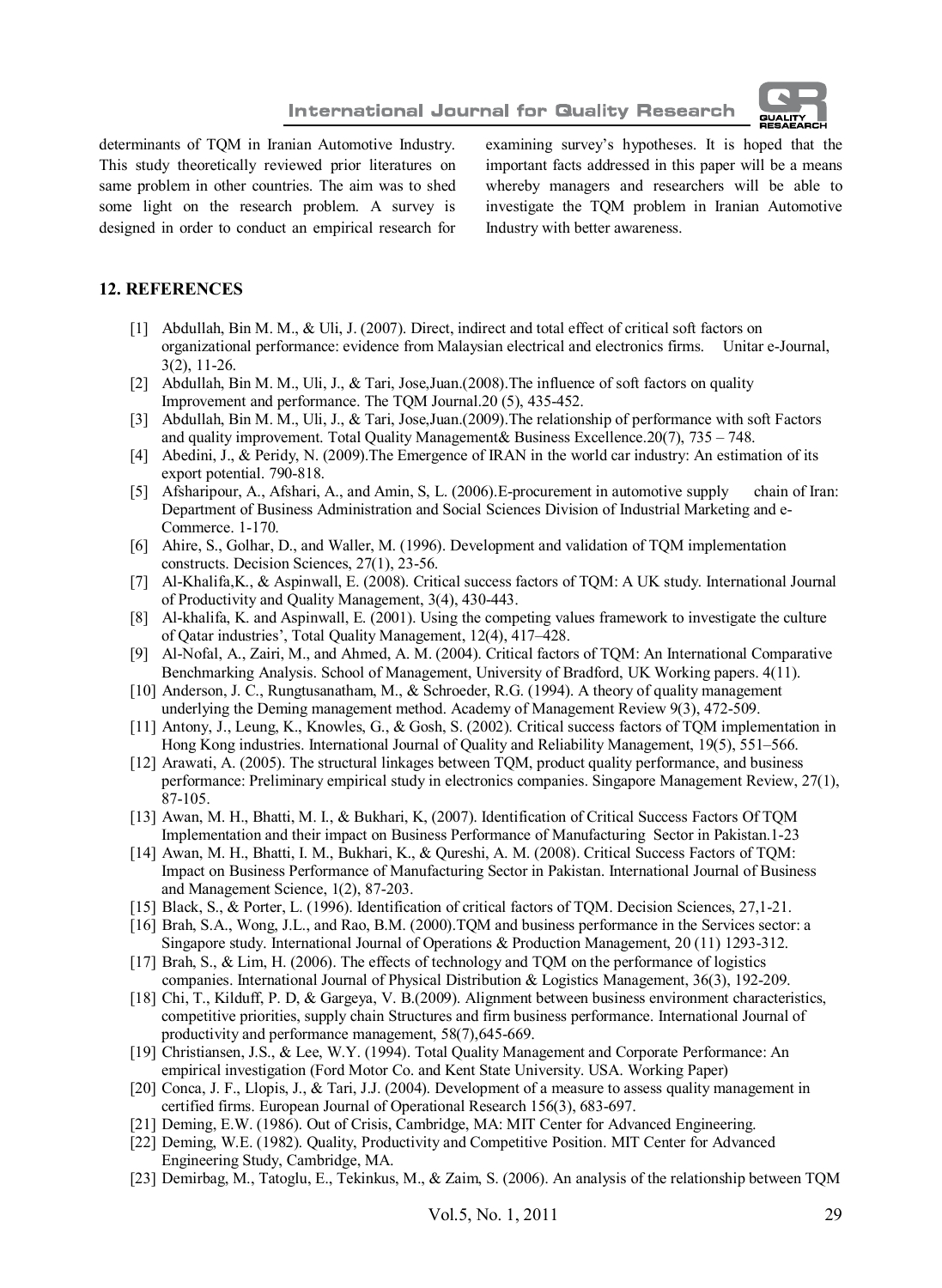determinants of TQM in Iranian Automotive Industry. This study theoretically reviewed prior literatures on same problem in other countries. The aim was to shed some light on the research problem. A survey is designed in order to conduct an empirical research for examining survey's hypotheses. It is hoped that the important facts addressed in this paper will be a means whereby managers and researchers will be able to investigate the TQM problem in Iranian Automotive Industry with better awareness.

## 12. REFERENCES

[1] Abdullah, Bin M. M., & Uli, J. (2007). Direct, indirect and total effect of critical soft factors on organizational performance: evidence from Malaysian electrical and electronics firms. Unitar e-Journal, 3(2), 11-26.

[2] Abdullah, Bin M. M., Uli, J., & Tari, Jose,Juan.(2008).The influence of soft factors on quality Improvement and performance. The TQM Journal.20 (5), 435-452.

[3] Abdullah, Bin M. M., Uli, J., & Tari, Jose,Juan.(2009).The relationship of performance with soft Factors and quality improvement. Total Quality Management& Business Excellence.20(7), 735 – 748.

[4] Abedini, J., & Peridy, N. (2009).The Emergence of IRAN in the world car industry: An estimation of its export potential. 790-818.

[5] Afsharipour, A., Afshari, A., and Amin, S, L. (2006).E-procurement in automotive supply chain of Iran: Department of Business Administration and Social Sciences Division of Industrial Marketing and e-Commerce. 1-170.

[6] Ahire, S., Golhar, D., and Waller, M. (1996). Development and validation of TQM implementation constructs. Decision Sciences, 27(1), 23-56.

[7] Al-Khalifa,K., & Aspinwall, E. (2008). Critical success factors of TQM: A UK study. International Journal of Productivity and Quality Management, 3(4), 430-443.

[8] Al-khalifa, K. and Aspinwall, E. (2001). Using the competing values framework to investigate the culture of Qatar industries', Total Quality Management, 12(4), 417–428.

[9] Al-Nofal, A., Zairi, M., and Ahmed, A. M. (2004). Critical factors of TQM: An International Comparative Benchmarking Analysis. School of Management, University of Bradford, UK Working papers. 4(11).

[10] Anderson, J. C., Rungtusanatham, M., & Schroeder, R.G. (1994). A theory of quality management underlying the Deming management method. Academy of Management Review 9(3), 472-509.

[11] Antony, J., Leung, K., Knowles, G., & Gosh, S. (2002). Critical success factors of TQM implementation in Hong Kong industries. International Journal of Quality and Reliability Management, 19(5), 551–566.

[12] Arawati, A. (2005). The structural linkages between TQM, product quality performance, and business performance: Preliminary empirical study in electronics companies. Singapore Management Review, 27(1), 87-105.

[13] Awan, M. H., Bhatti, M. I., & Bukhari, K, (2007). Identification of Critical Success Factors Of TQM Implementation and their impact on Business Performance of Manufacturing Sector in Pakistan.1-23

[14] Awan, M. H., Bhatti, I. M., Bukhari, K., & Qureshi, A. M. (2008). Critical Success Factors of TQM: Impact on Business Performance of Manufacturing Sector in Pakistan. International Journal of Business and Management Science, 1(2), 87-203.

[15] Black, S., & Porter, L. (1996). Identification of critical factors of TQM. Decision Sciences, 27,1-21.

[16] Brah, S.A., Wong, J.L., and Rao, B.M. (2000).TQM and business performance in the Services sector: a Singapore study. International Journal of Operations & Production Management, 20 (11) 1293-312.

[17] Brah, S., & Lim, H. (2006). The effects of technology and TQM on the performance of logistics companies. International Journal of Physical Distribution & Logistics Management, 36(3), 192-209.

[18] Chi, T., Kilduff, P. D, & Gargeya, V. B.(2009). Alignment between business environment characteristics, competitive priorities, supply chain Structures and firm business performance. International Journal of productivity and performance management, 58(7),645-669.

[19] Christiansen, J.S., & Lee, W.Y. (1994). Total Quality Management and Corporate Performance: An empirical investigation (Ford Motor Co. and Kent State University. USA. Working Paper)

[20] Conca, J. F., Llopis, J., & Tari, J.J. (2004). Development of a measure to assess quality management in certified firms. European Journal of Operational Research 156(3), 683-697.

[21] Deming, E.W. (1986). Out of Crisis, Cambridge, MA: MIT Center for Advanced Engineering.

[22] Deming, W.E. (1982). Quality, Productivity and Competitive Position. MIT Center for Advanced Engineering Study, Cambridge, MA.

[23] Demirbag, M., Tatoglu, E., Tekinkus, M., & Zaim, S. (2006). An analysis of the relationship between TQM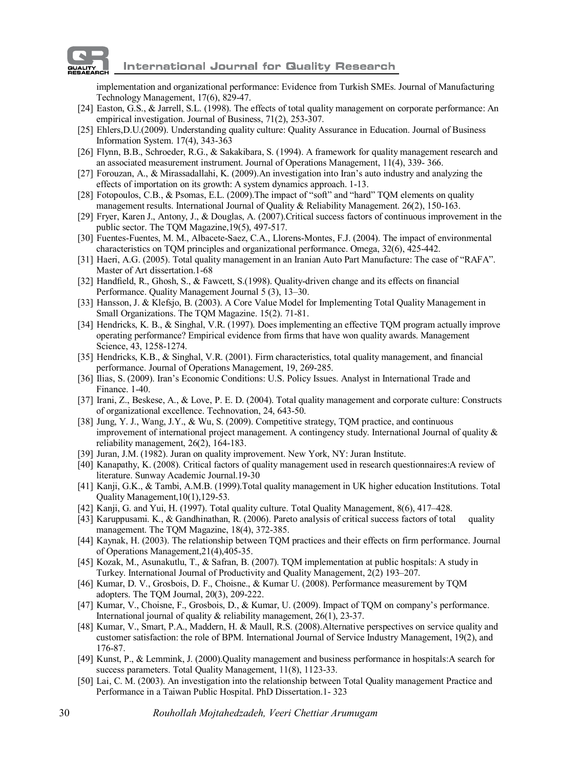implementation and organizational performance: Evidence from Turkish SMEs. Journal of Manufacturing Technology Management, 17(6), 829-47.

[24] Easton, G.S., & Jarrell, S.L. (1998). The effects of total quality management on corporate performance: An empirical investigation. Journal of Business, 71(2), 253-307.

[25] Ehlers,D.U.(2009). Understanding quality culture: Quality Assurance in Education. Journal of Business Information System. 17(4), 343-363

[26] Flynn, B.B., Schroeder, R.G., & Sakakibara, S. (1994). A framework for quality management research and an associated measurement instrument. Journal of Operations Management, 11(4), 339- 366.

[27] Forouzan, A., & Mirassadallahi, K. (2009).An investigation into Iran's auto industry and analyzing the effects of importation on its growth: A system dynamics approach. 1-13.

[28] Fotopoulos, C.B., & Psomas, E.L. (2009).The impact of "soft" and "hard" TQM elements on quality management results. International Journal of Quality & Reliability Management. 26(2), 150-163.

[29] Fryer, Karen J., Antony, J., & Douglas, A. (2007).Critical success factors of continuous improvement in the public sector. The TQM Magazine,19(5), 497-517.

[30] Fuentes-Fuentes, M. M., Albacete-Saez, C.A., Llorens-Montes, F.J. (2004). The impact of environmental characteristics on TQM principles and organizational performance. Omega, 32(6), 425-442.

[31] Haeri, A.G. (2005). Total quality management in an Iranian Auto Part Manufacture: The case of "RAFA". Master of Art dissertation.1-68

[32] Handfield, R., Ghosh, S., & Fawcett, S.(1998). Quality-driven change and its effects on financial Performance. Quality Management Journal 5 (3), 13–30.

[33] Hansson, J. & Klefsjo, B. (2003). A Core Value Model for Implementing Total Quality Management in Small Organizations. The TQM Magazine. 15(2). 71-81.

[34] Hendricks, K. B., & Singhal, V.R. (1997). Does implementing an effective TQM program actually improve operating performance? Empirical evidence from firms that have won quality awards. Management Science, 43, 1258-1274.

[35] Hendricks, K.B., & Singhal, V.R. (2001). Firm characteristics, total quality management, and financial performance. Journal of Operations Management, 19, 269-285.

[36] Ilias, S. (2009). Iran's Economic Conditions: U.S. Policy Issues. Analyst in International Trade and Finance. 1-40.

[37] Irani, Z., Beskese, A., & Love, P. E. D. (2004). Total quality management and corporate culture: Constructs of organizational excellence. Technovation, 24, 643-50.

[38] Jung, Y. J., Wang, J.Y., & Wu, S. (2009). Competitive strategy, TQM practice, and continuous improvement of international project management. A contingency study. International Journal of quality & reliability management, 26(2), 164-183.

[39] Juran, J.M. (1982). Juran on quality improvement. New York, NY: Juran Institute.

[40] Kanapathy, K. (2008). Critical factors of quality management used in research questionnaires:A review of literature. Sunway Academic Journal.19-30

[41] Kanji, G.K., & Tambi, A.M.B. (1999).Total quality management in UK higher education Institutions. Total Quality Management,10(1),129-53.

[42] Kanji, G. and Yui, H. (1997). Total quality culture. Total Quality Management, 8(6), 417–428.

[43] Karuppusami. K., & Gandhinathan, R. (2006). Pareto analysis of critical success factors of total quality management. The TQM Magazine, 18(4), 372-385.

[44] Kaynak, H. (2003). The relationship between TQM practices and their effects on firm performance. Journal of Operations Management,21(4),405-35.

[45] Kozak, M., Asunakutlu, T., & Safran, B. (2007). TQM implementation at public hospitals: A study in Turkey. International Journal of Productivity and Quality Management, 2(2) 193–207.

[46] Kumar, D. V., Grosbois, D. F., Choisne., & Kumar U. (2008). Performance measurement by TQM adopters. The TQM Journal, 20(3), 209-222.

[47] Kumar, V., Choisne, F., Grosbois, D., & Kumar, U. (2009). Impact of TQM on company's performance. International journal of quality & reliability management, 26(1), 23-37.

[48] Kumar, V., Smart, P.A., Maddern, H. & Maull, R.S. (2008).Alternative perspectives on service quality and customer satisfaction: the role of BPM. International Journal of Service Industry Management, 19(2), and 176-87.

[49] Kunst, P., & Lemmink, J. (2000).Quality management and business performance in hospitals:A search for success parameters. Total Quality Management, 11(8), 1123-33.

[50] Lai, C. M. (2003). An investigation into the relationship between Total Quality management Practice and Performance in a Taiwan Public Hospital. PhD Dissertation.1- 323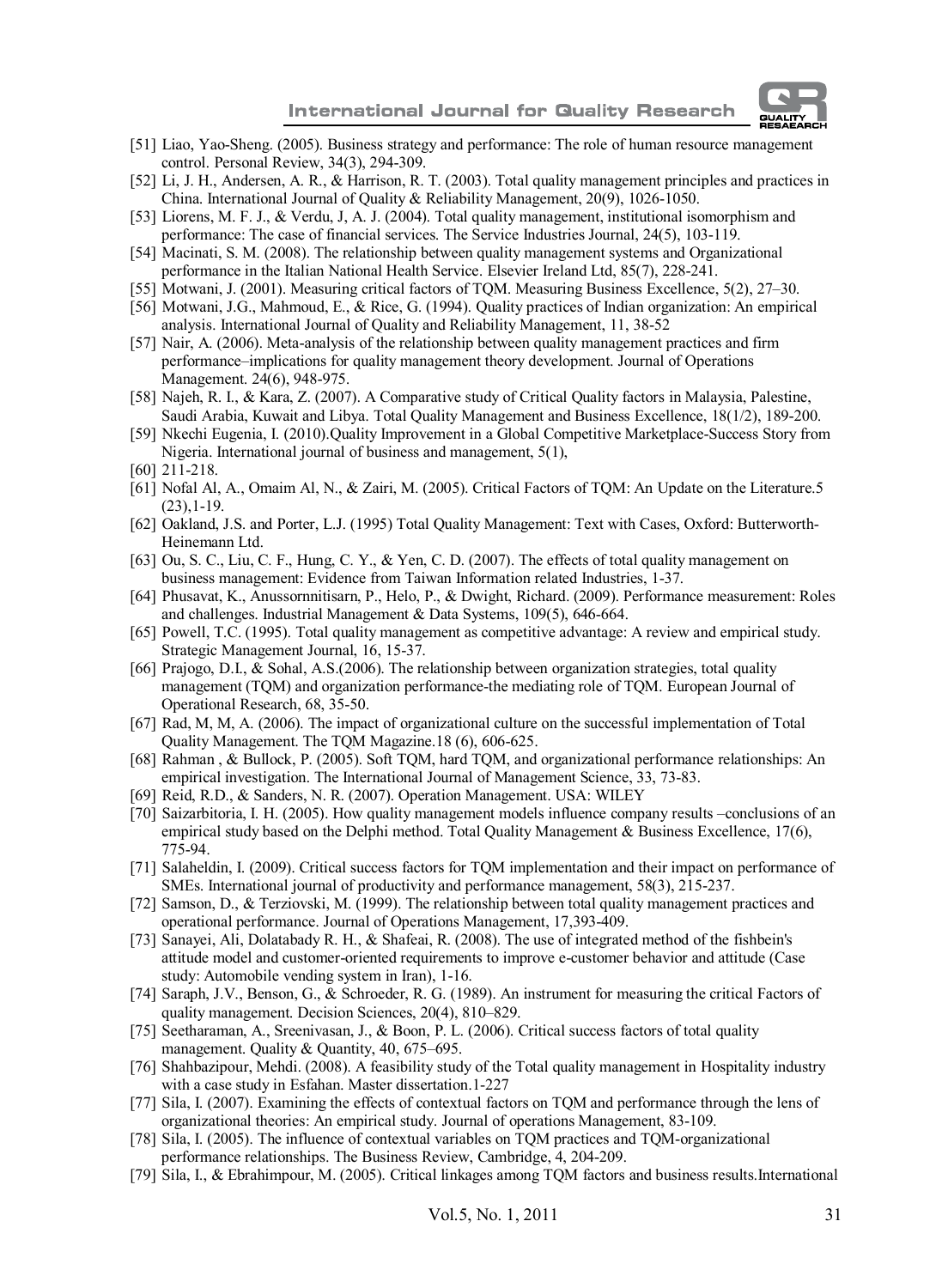[51] Liao, Yao-Sheng. (2005). Business strategy and performance: The role of human resource management control. Personal Review, 34(3), 294-309.

[52] Li, J. H., Andersen, A. R., & Harrison, R. T. (2003). Total quality management principles and practices in China. International Journal of Quality & Reliability Management, 20(9), 1026-1050.

[53] Liorens, M. F. J., & Verdu, J, A. J. (2004). Total quality management, institutional isomorphism and performance: The case of financial services. The Service Industries Journal, 24(5), 103-119.

[54] Macinati, S. M. (2008). The relationship between quality management systems and Organizational performance in the Italian National Health Service. Elsevier Ireland Ltd, 85(7), 228-241.

[55] Motwani, J. (2001). Measuring critical factors of TQM. Measuring Business Excellence, 5(2), 27–30.

[56] Motwani, J.G., Mahmoud, E., & Rice, G. (1994). Quality practices of Indian organization: An empirical analysis. International Journal of Quality and Reliability Management, 11, 38-52

[57] Nair, A. (2006). Meta-analysis of the relationship between quality management practices and firm performance–implications for quality management theory development. Journal of Operations Management. 24(6), 948-975.

[58] Najeh, R. I., & Kara, Z. (2007). A Comparative study of Critical Quality factors in Malaysia, Palestine, Saudi Arabia, Kuwait and Libya. Total Quality Management and Business Excellence, 18(1/2), 189-200.

[59] Nkechi Eugenia, I. (2010).Quality Improvement in a Global Competitive Marketplace-Success Story from Nigeria. International journal of business and management, 5(1),

[60] 211-218.

[61] Nofal Al, A., Omaim Al, N., & Zairi, M. (2005). Critical Factors of TQM: An Update on the Literature.5 (23),1-19.

[62] Oakland, J.S. and Porter, L.J. (1995) Total Quality Management: Text with Cases, Oxford: Butterworth-Heinemann Ltd.

[63] Ou, S. C., Liu, C. F., Hung, C. Y., & Yen, C. D. (2007). The effects of total quality management on business management: Evidence from Taiwan Information related Industries, 1-37.

[64] Phusavat, K., Anussornnitisarn, P., Helo, P., & Dwight, Richard. (2009). Performance measurement: Roles and challenges. Industrial Management & Data Systems, 109(5), 646-664.

[65] Powell, T.C. (1995). Total quality management as competitive advantage: A review and empirical study. Strategic Management Journal, 16, 15-37.

[66] Prajogo, D.I., & Sohal, A.S.(2006). The relationship between organization strategies, total quality management (TQM) and organization performance-the mediating role of TQM. European Journal of Operational Research, 68, 35-50.

[67] Rad, M, M, A. (2006). The impact of organizational culture on the successful implementation of Total Quality Management. The TQM Magazine.18 (6), 606-625.

[68] Rahman , & Bullock, P. (2005). Soft TQM, hard TQM, and organizational performance relationships: An empirical investigation. The International Journal of Management Science, 33, 73-83.

[69] Reid, R.D., & Sanders, N. R. (2007). Operation Management. USA: WILEY

[70] Saizarbitoria, I. H. (2005). How quality management models influence company results –conclusions of an empirical study based on the Delphi method. Total Quality Management & Business Excellence, 17(6), 775-94.

[71] Salaheldin, I. (2009). Critical success factors for TQM implementation and their impact on performance of SMEs. International journal of productivity and performance management, 58(3), 215-237.

[72] Samson, D., & Terziovski, M. (1999). The relationship between total quality management practices and operational performance. Journal of Operations Management, 17,393-409.

[73] Sanayei, Ali, Dolatabady R. H., & Shafeai, R. (2008). The use of integrated method of the fishbein's attitude model and customer-oriented requirements to improve e-customer behavior and attitude (Case study: Automobile vending system in Iran), 1-16.

[74] Saraph, J.V., Benson, G., & Schroeder, R. G. (1989). An instrument for measuring the critical Factors of quality management. Decision Sciences, 20(4), 810–829.

[75] Seetharaman, A., Sreenivasan, J., & Boon, P. L. (2006). Critical success factors of total quality management. Quality & Quantity, 40, 675–695.

[76] Shahbazipour, Mehdi. (2008). A feasibility study of the Total quality management in Hospitality industry with a case study in Esfahan. Master dissertation.1-227

[77] Sila, I. (2007). Examining the effects of contextual factors on TQM and performance through the lens of organizational theories: An empirical study. Journal of operations Management, 83-109.

[78] Sila, I. (2005). The influence of contextual variables on TQM practices and TQM-organizational performance relationships. The Business Review, Cambridge, 4, 204-209.

[79] Sila, I., & Ebrahimpour, M. (2005). Critical linkages among TQM factors and business results.International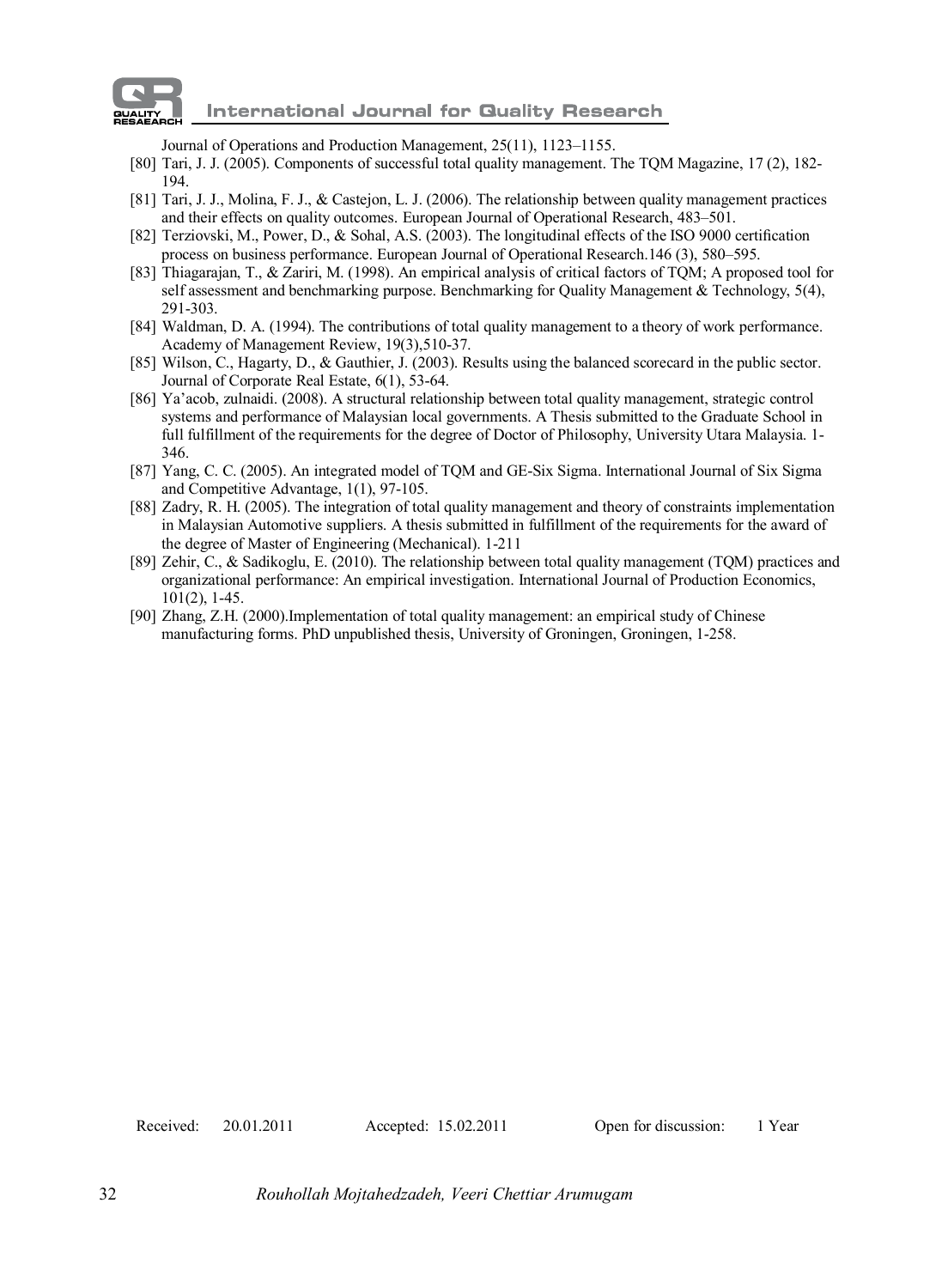Journal of Operations and Production Management, 25(11), 1123–1155.

[80] Tari, J. J. (2005). Components of successful total quality management. The TQM Magazine, 17 (2), 182-194.

[81] Tari, J. J., Molina, F. J., & Castejon, L. J. (2006). The relationship between quality management practices and their effects on quality outcomes. European Journal of Operational Research, 483–501.

[82] Terziovski, M., Power, D., & Sohal, A.S. (2003). The longitudinal effects of the ISO 9000 certification process on business performance. European Journal of Operational Research.146 (3), 580–595.

[83] Thiagarajan, T., & Zariri, M. (1998). An empirical analysis of critical factors of TQM; A proposed tool for self assessment and benchmarking purpose. Benchmarking for Quality Management & Technology, 5(4), 291-303.

[84] Waldman, D. A. (1994). The contributions of total quality management to a theory of work performance. Academy of Management Review, 19(3),510-37.

[85] Wilson, C., Hagarty, D., & Gauthier, J. (2003). Results using the balanced scorecard in the public sector. Journal of Corporate Real Estate, 6(1), 53-64.

[86] Ya'acob, zulnaidi. (2008). A structural relationship between total quality management, strategic control systems and performance of Malaysian local governments. A Thesis submitted to the Graduate School in full fulfillment of the requirements for the degree of Doctor of Philosophy, University Utara Malaysia. 1-346.

[87] Yang, C. C. (2005). An integrated model of TQM and GE-Six Sigma. International Journal of Six Sigma and Competitive Advantage, 1(1), 97-105.

[88] Zadry, R. H. (2005). The integration of total quality management and theory of constraints implementation in Malaysian Automotive suppliers. A thesis submitted in fulfillment of the requirements for the award of the degree of Master of Engineering (Mechanical). 1-211

[89] Zehir, C., & Sadikoglu, E. (2010). The relationship between total quality management (TQM) practices and organizational performance: An empirical investigation. International Journal of Production Economics, 101(2), 1-45.

[90] Zhang, Z.H. (2000).Implementation of total quality management: an empirical study of Chinese manufacturing forms. PhD unpublished thesis, University of Groningen, Groningen, 1-258.

Received: 20.01.2011 Accepted: 15.02.2011 Open for discussion: 1 Year